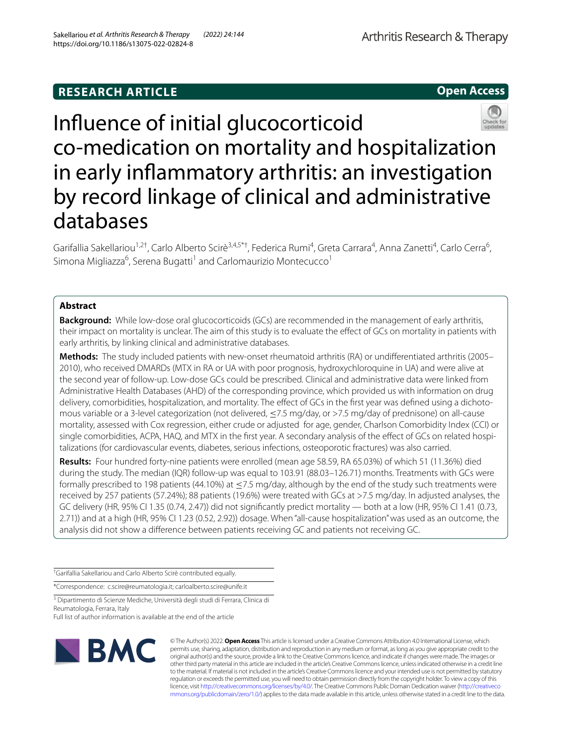RESEARCH ARTICLE

Open Access

# Influence of initial glucocorticoid co-medication on mortality and hospitalization in early inflammatory arthritis: an investigation by record linkage of clinical and administrative databases

Garifallia Sakellariou[1,2†], Carlo Alberto Scirè[3,4,5*†], Federica Rumi[4], Greta Carrara[4], Anna Zanetti[4], Carlo Cerra[6], Simona Migliazza[6], Serena Bugatti[1] and Carlomaurizio Montecucco[1]

## Abstract

**Background:** While low-dose oral glucocorticoids (GCs) are recommended in the management of early arthritis, their impact on mortality is unclear. The aim of this study is to evaluate the effect of GCs on mortality in patients with early arthritis, by linking clinical and administrative databases.

**Methods:** The study included patients with new-onset rheumatoid arthritis (RA) or undifferentiated arthritis (2005–2010), who received DMARDs (MTX in RA or UA with poor prognosis, hydroxychloroquine in UA) and were alive at the second year of follow-up. Low-dose GCs could be prescribed. Clinical and administrative data were linked from Administrative Health Databases (AHD) of the corresponding province, which provided us with information on drug delivery, comorbidities, hospitalization, and mortality. The effect of GCs in the first year was defined using a dichotomous variable or a 3-level categorization (not delivered, ≤7.5 mg/day, or >7.5 mg/day of prednisone) on all-cause mortality, assessed with Cox regression, either crude or adjusted for age, gender, Charlson Comorbidity Index (CCI) or single comorbidities, ACPA, HAQ, and MTX in the first year. A secondary analysis of the effect of GCs on related hospitalizations (for cardiovascular events, diabetes, serious infections, osteoporotic fractures) was also carried.

**Results:** Four hundred forty-nine patients were enrolled (mean age 58.59, RA 65.03%) of which 51 (11.36%) died during the study. The median (IQR) follow-up was equal to 103.91 (88.03–126.71) months. Treatments with GCs were formally prescribed to 198 patients (44.10%) at ≤7.5 mg/day, although by the end of the study such treatments were received by 257 patients (57.24%); 88 patients (19.6%) were treated with GCs at >7.5 mg/day. In adjusted analyses, the GC delivery (HR, 95% CI 1.35 (0.74, 2.47)) did not significantly predict mortality — both at a low (HR, 95% CI 1.41 (0.73, 2.71)) and at a high (HR, 95% CI 1.23 (0.52, 2.92)) dosage. When "all-cause hospitalization" was used as an outcome, the analysis did not show a difference between patients receiving GC and patients not receiving GC.

†Garifallia Sakellariou and Carlo Alberto Scirè contributed equally.

*Correspondence: c.scire@reumatologia.it; carloalberto.scire@unife.it

[3] Dipartimento di Scienze Mediche, Università degli studi di Ferrara, Clinica di Reumatologia, Ferrara, Italy

Full list of author information is available at the end of the article

© The Author(s) 2022. **Open Access** This article is licensed under a Creative Commons Attribution 4.0 International License, which permits use, sharing, adaptation, distribution and reproduction in any medium or format, as long as you give appropriate credit to the original author(s) and the source, provide a link to the Creative Commons licence, and indicate if changes were made. The images or other third party material in this article are included in the article's Creative Commons licence, unless indicated otherwise in a credit line to the material. If material is not included in the article's Creative Commons licence and your intended use is not permitted by statutory regulation or exceeds the permitted use, you will need to obtain permission directly from the copyright holder. To view a copy of this licence, visit http://creativecommons.org/licenses/by/4.0/. The Creative Commons Public Domain Dedication waiver (http://creativecommons.org/publicdomain/zero/1.0/) applies to the data made available in this article, unless otherwise stated in a credit line to the data.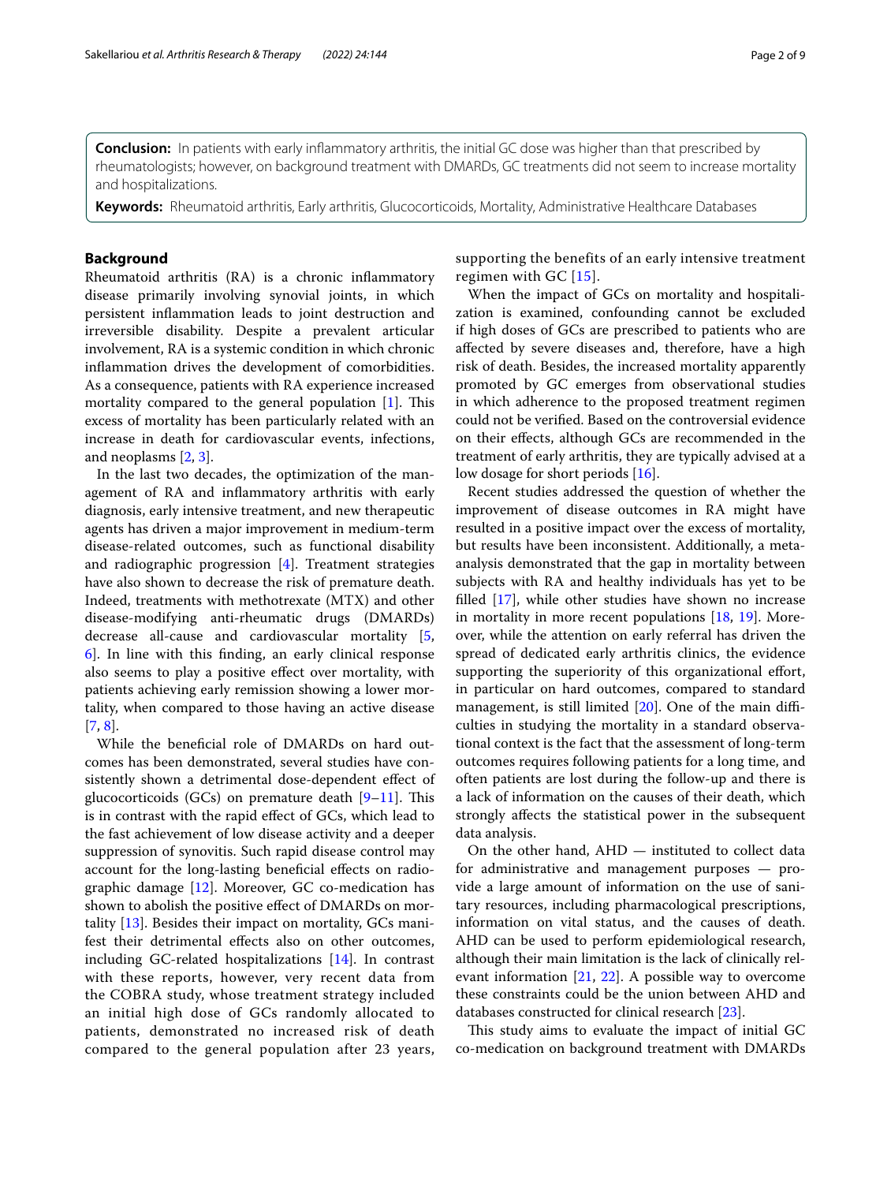**Conclusion:** In patients with early inflammatory arthritis, the initial GC dose was higher than that prescribed by rheumatologists; however, on background treatment with DMARDs, GC treatments did not seem to increase mortality and hospitalizations.

**Keywords:** Rheumatoid arthritis, Early arthritis, Glucocorticoids, Mortality, Administrative Healthcare Databases

## Background

Rheumatoid arthritis (RA) is a chronic inflammatory disease primarily involving synovial joints, in which persistent inflammation leads to joint destruction and irreversible disability. Despite a prevalent articular involvement, RA is a systemic condition in which chronic inflammation drives the development of comorbidities. As a consequence, patients with RA experience increased mortality compared to the general population [1]. This excess of mortality has been particularly related with an increase in death for cardiovascular events, infections, and neoplasms [2, 3].

In the last two decades, the optimization of the management of RA and inflammatory arthritis with early diagnosis, early intensive treatment, and new therapeutic agents has driven a major improvement in medium-term disease-related outcomes, such as functional disability and radiographic progression [4]. Treatment strategies have also shown to decrease the risk of premature death. Indeed, treatments with methotrexate (MTX) and other disease-modifying anti-rheumatic drugs (DMARDs) decrease all-cause and cardiovascular mortality [5, 6]. In line with this finding, an early clinical response also seems to play a positive effect over mortality, with patients achieving early remission showing a lower mortality, when compared to those having an active disease [7, 8].

While the beneficial role of DMARDs on hard outcomes has been demonstrated, several studies have consistently shown a detrimental dose-dependent effect of glucocorticoids (GCs) on premature death [9–11]. This is in contrast with the rapid effect of GCs, which lead to the fast achievement of low disease activity and a deeper suppression of synovitis. Such rapid disease control may account for the long-lasting beneficial effects on radiographic damage [12]. Moreover, GC co-medication has shown to abolish the positive effect of DMARDs on mortality [13]. Besides their impact on mortality, GCs manifest their detrimental effects also on other outcomes, including GC-related hospitalizations [14]. In contrast with these reports, however, very recent data from the COBRA study, whose treatment strategy included an initial high dose of GCs randomly allocated to patients, demonstrated no increased risk of death compared to the general population after 23 years, supporting the benefits of an early intensive treatment regimen with GC [15].

When the impact of GCs on mortality and hospitalization is examined, confounding cannot be excluded if high doses of GCs are prescribed to patients who are affected by severe diseases and, therefore, have a high risk of death. Besides, the increased mortality apparently promoted by GC emerges from observational studies in which adherence to the proposed treatment regimen could not be verified. Based on the controversial evidence on their effects, although GCs are recommended in the treatment of early arthritis, they are typically advised at a low dosage for short periods [16].

Recent studies addressed the question of whether the improvement of disease outcomes in RA might have resulted in a positive impact over the excess of mortality, but results have been inconsistent. Additionally, a meta-analysis demonstrated that the gap in mortality between subjects with RA and healthy individuals has yet to be filled [17], while other studies have shown no increase in mortality in more recent populations [18, 19]. Moreover, while the attention on early referral has driven the spread of dedicated early arthritis clinics, the evidence supporting the superiority of this organizational effort, in particular on hard outcomes, compared to standard management, is still limited [20]. One of the main difficulties in studying the mortality in a standard observational context is the fact that the assessment of long-term outcomes requires following patients for a long time, and often patients are lost during the follow-up and there is a lack of information on the causes of their death, which strongly affects the statistical power in the subsequent data analysis.

On the other hand, AHD — instituted to collect data for administrative and management purposes — provide a large amount of information on the use of sanitary resources, including pharmacological prescriptions, information on vital status, and the causes of death. AHD can be used to perform epidemiological research, although their main limitation is the lack of clinically relevant information [21, 22]. A possible way to overcome these constraints could be the union between AHD and databases constructed for clinical research [23].

This study aims to evaluate the impact of initial GC co-medication on background treatment with DMARDs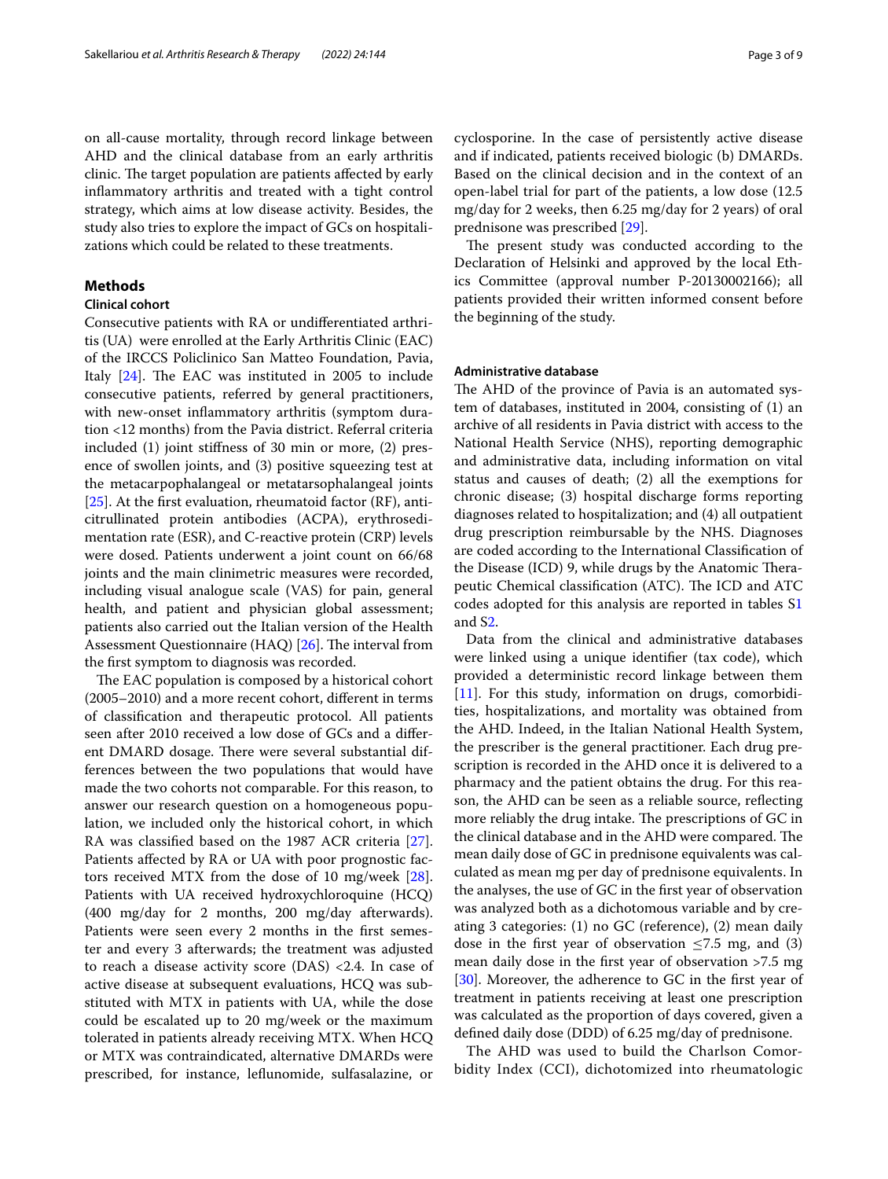on all-cause mortality, through record linkage between AHD and the clinical database from an early arthritis clinic. The target population are patients affected by early inflammatory arthritis and treated with a tight control strategy, which aims at low disease activity. Besides, the study also tries to explore the impact of GCs on hospitalizations which could be related to these treatments.

## Methods

### Clinical cohort

Consecutive patients with RA or undifferentiated arthritis (UA) were enrolled at the Early Arthritis Clinic (EAC) of the IRCCS Policlinico San Matteo Foundation, Pavia, Italy [24]. The EAC was instituted in 2005 to include consecutive patients, referred by general practitioners, with new-onset inflammatory arthritis (symptom duration <12 months) from the Pavia district. Referral criteria included (1) joint stiffness of 30 min or more, (2) presence of swollen joints, and (3) positive squeezing test at the metacarpophalangeal or metatarsophalangeal joints [25]. At the first evaluation, rheumatoid factor (RF), anti-citrullinated protein antibodies (ACPA), erythrosedimentation rate (ESR), and C-reactive protein (CRP) levels were dosed. Patients underwent a joint count on 66/68 joints and the main clinimetric measures were recorded, including visual analogue scale (VAS) for pain, general health, and patient and physician global assessment; patients also carried out the Italian version of the Health Assessment Questionnaire (HAQ) [26]. The interval from the first symptom to diagnosis was recorded.

The EAC population is composed by a historical cohort (2005–2010) and a more recent cohort, different in terms of classification and therapeutic protocol. All patients seen after 2010 received a low dose of GCs and a different DMARD dosage. There were several substantial differences between the two populations that would have made the two cohorts not comparable. For this reason, to answer our research question on a homogeneous population, we included only the historical cohort, in which RA was classified based on the 1987 ACR criteria [27]. Patients affected by RA or UA with poor prognostic factors received MTX from the dose of 10 mg/week [28]. Patients with UA received hydroxychloroquine (HCQ) (400 mg/day for 2 months, 200 mg/day afterwards). Patients were seen every 2 months in the first semester and every 3 afterwards; the treatment was adjusted to reach a disease activity score (DAS) <2.4. In case of active disease at subsequent evaluations, HCQ was substituted with MTX in patients with UA, while the dose could be escalated up to 20 mg/week or the maximum tolerated in patients already receiving MTX. When HCQ or MTX was contraindicated, alternative DMARDs were prescribed, for instance, leflunomide, sulfasalazine, or cyclosporine. In the case of persistently active disease and if indicated, patients received biologic (b) DMARDs. Based on the clinical decision and in the context of an open-label trial for part of the patients, a low dose (12.5 mg/day for 2 weeks, then 6.25 mg/day for 2 years) of oral prednisone was prescribed [29].

The present study was conducted according to the Declaration of Helsinki and approved by the local Ethics Committee (approval number P-20130002166); all patients provided their written informed consent before the beginning of the study.

### Administrative database

The AHD of the province of Pavia is an automated system of databases, instituted in 2004, consisting of (1) an archive of all residents in Pavia district with access to the National Health Service (NHS), reporting demographic and administrative data, including information on vital status and causes of death; (2) all the exemptions for chronic disease; (3) hospital discharge forms reporting diagnoses related to hospitalization; and (4) all outpatient drug prescription reimbursable by the NHS. Diagnoses are coded according to the International Classification of the Disease (ICD) 9, while drugs by the Anatomic Therapeutic Chemical classification (ATC). The ICD and ATC codes adopted for this analysis are reported in tables S1 and S2.

Data from the clinical and administrative databases were linked using a unique identifier (tax code), which provided a deterministic record linkage between them [11]. For this study, information on drugs, comorbidities, hospitalizations, and mortality was obtained from the AHD. Indeed, in the Italian National Health System, the prescriber is the general practitioner. Each drug prescription is recorded in the AHD once it is delivered to a pharmacy and the patient obtains the drug. For this reason, the AHD can be seen as a reliable source, reflecting more reliably the drug intake. The prescriptions of GC in the clinical database and in the AHD were compared. The mean daily dose of GC in prednisone equivalents was calculated as mean mg per day of prednisone equivalents. In the analyses, the use of GC in the first year of observation was analyzed both as a dichotomous variable and by creating 3 categories: (1) no GC (reference), (2) mean daily dose in the first year of observation $\leq$7.5 mg, and (3) mean daily dose in the first year of observation >7.5 mg [30]. Moreover, the adherence to GC in the first year of treatment in patients receiving at least one prescription was calculated as the proportion of days covered, given a defined daily dose (DDD) of 6.25 mg/day of prednisone.

The AHD was used to build the Charlson Comorbidity Index (CCI), dichotomized into rheumatologic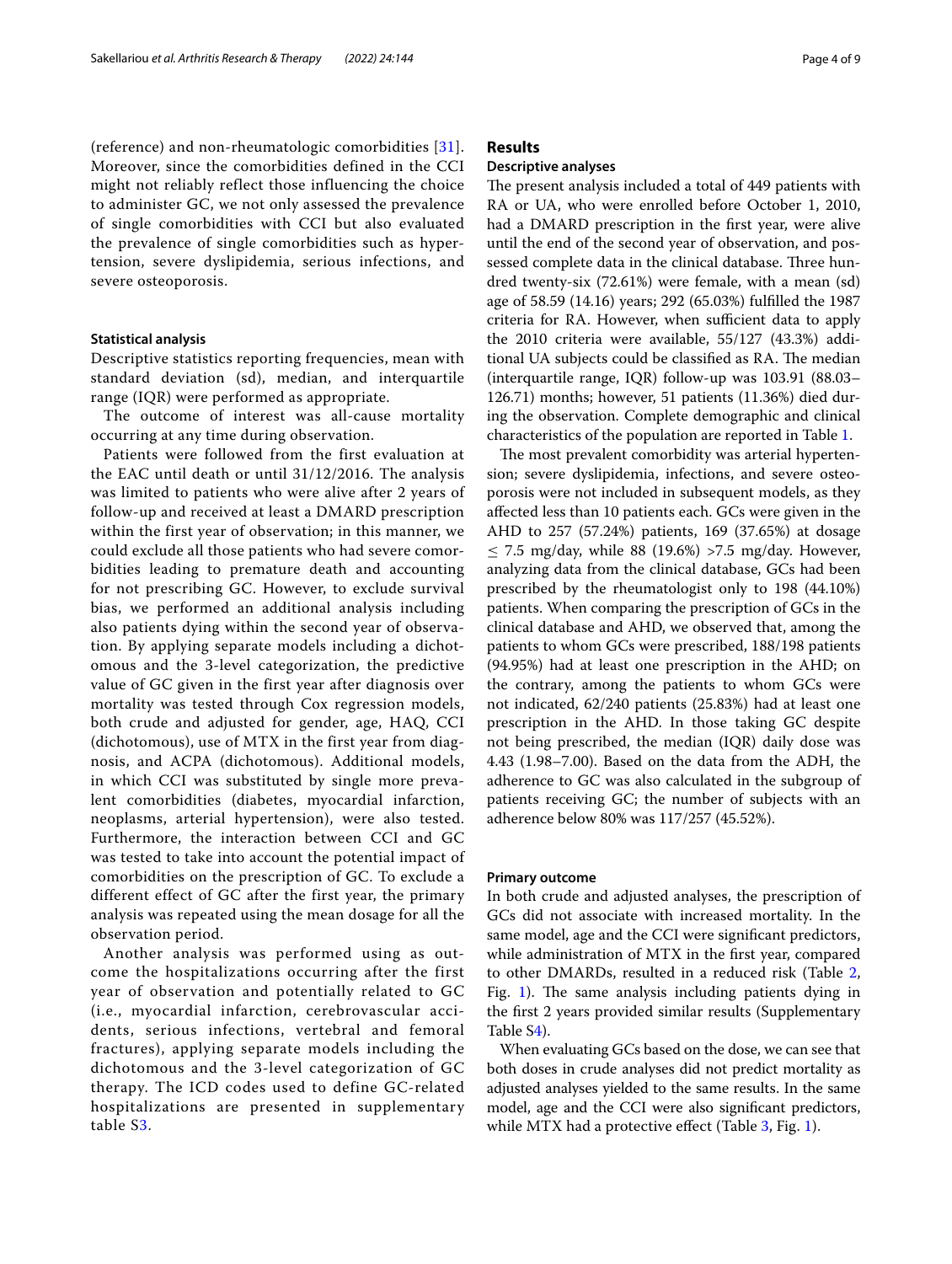(reference) and non-rheumatologic comorbidities [31]. Moreover, since the comorbidities defined in the CCI might not reliably reflect those influencing the choice to administer GC, we not only assessed the prevalence of single comorbidities with CCI but also evaluated the prevalence of single comorbidities such as hypertension, severe dyslipidemia, serious infections, and severe osteoporosis.

### Statistical analysis

Descriptive statistics reporting frequencies, mean with standard deviation (sd), median, and interquartile range (IQR) were performed as appropriate.

The outcome of interest was all-cause mortality occurring at any time during observation.

Patients were followed from the first evaluation at the EAC until death or until 31/12/2016. The analysis was limited to patients who were alive after 2 years of follow-up and received at least a DMARD prescription within the first year of observation; in this manner, we could exclude all those patients who had severe comorbidities leading to premature death and accounting for not prescribing GC. However, to exclude survival bias, we performed an additional analysis including also patients dying within the second year of observation. By applying separate models including a dichotomous and the 3-level categorization, the predictive value of GC given in the first year after diagnosis over mortality was tested through Cox regression models, both crude and adjusted for gender, age, HAQ, CCI (dichotomous), use of MTX in the first year from diagnosis, and ACPA (dichotomous). Additional models, in which CCI was substituted by single more prevalent comorbidities (diabetes, myocardial infarction, neoplasms, arterial hypertension), were also tested. Furthermore, the interaction between CCI and GC was tested to take into account the potential impact of comorbidities on the prescription of GC. To exclude a different effect of GC after the first year, the primary analysis was repeated using the mean dosage for all the observation period.

Another analysis was performed using as outcome the hospitalizations occurring after the first year of observation and potentially related to GC (i.e., myocardial infarction, cerebrovascular accidents, serious infections, vertebral and femoral fractures), applying separate models including the dichotomous and the 3-level categorization of GC therapy. The ICD codes used to define GC-related hospitalizations are presented in supplementary table S3.

## Results

### Descriptive analyses

The present analysis included a total of 449 patients with RA or UA, who were enrolled before October 1, 2010, had a DMARD prescription in the first year, were alive until the end of the second year of observation, and possessed complete data in the clinical database. Three hundred twenty-six (72.61%) were female, with a mean (sd) age of 58.59 (14.16) years; 292 (65.03%) fulfilled the 1987 criteria for RA. However, when sufficient data to apply the 2010 criteria were available, 55/127 (43.3%) additional UA subjects could be classified as RA. The median (interquartile range, IQR) follow-up was 103.91 (88.03–126.71) months; however, 51 patients (11.36%) died during the observation. Complete demographic and clinical characteristics of the population are reported in Table 1.

The most prevalent comorbidity was arterial hypertension; severe dyslipidemia, infections, and severe osteoporosis were not included in subsequent models, as they affected less than 10 patients each. GCs were given in the AHD to 257 (57.24%) patients, 169 (37.65%) at dosage ≤ 7.5 mg/day, while 88 (19.6%) >7.5 mg/day. However, analyzing data from the clinical database, GCs had been prescribed by the rheumatologist only to 198 (44.10%) patients. When comparing the prescription of GCs in the clinical database and AHD, we observed that, among the patients to whom GCs were prescribed, 188/198 patients (94.95%) had at least one prescription in the AHD; on the contrary, among the patients to whom GCs were not indicated, 62/240 patients (25.83%) had at least one prescription in the AHD. In those taking GC despite not being prescribed, the median (IQR) daily dose was 4.43 (1.98–7.00). Based on the data from the ADH, the adherence to GC was also calculated in the subgroup of patients receiving GC; the number of subjects with an adherence below 80% was 117/257 (45.52%).

### Primary outcome

In both crude and adjusted analyses, the prescription of GCs did not associate with increased mortality. In the same model, age and the CCI were significant predictors, while administration of MTX in the first year, compared to other DMARDs, resulted in a reduced risk (Table 2, Fig. 1). The same analysis including patients dying in the first 2 years provided similar results (Supplementary Table S4).

When evaluating GCs based on the dose, we can see that both doses in crude analyses did not predict mortality as adjusted analyses yielded to the same results. In the same model, age and the CCI were also significant predictors, while MTX had a protective effect (Table 3, Fig. 1).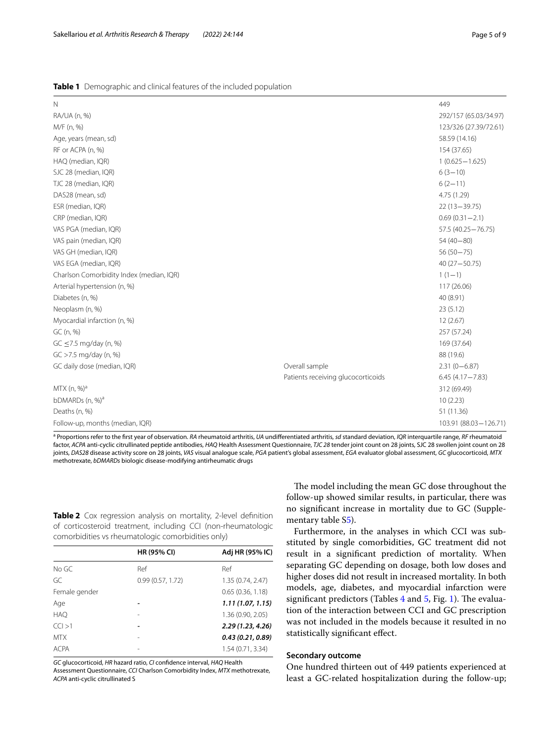**Table 1** Demographic and clinical features of the included population

| | | |
|---|---|---|
| N | | 449 |
| RA/UA (n, %) | | 292/157 (65.03/34.97) |
| M/F (n, %) | | 123/326 (27.39/72.61) |
| Age, years (mean, sd) | | 58.59 (14.16) |
| RF or ACPA (n, %) | | 154 (37.65) |
| HAQ (median, IQR) | | 1 (0.625−1.625) |
| SJC 28 (median, IQR) | | 6 (3−10) |
| TJC 28 (median, IQR) | | 6 (2−11) |
| DAS28 (mean, sd) | | 4.75 (1.29) |
| ESR (median, IQR) | | 22 (13−39.75) |
| CRP (median, IQR) | | 0.69 (0.31−2.1) |
| VAS PGA (median, IQR) | | 57.5 (40.25−76.75) |
| VAS pain (median, IQR) | | 54 (40−80) |
| VAS GH (median, IQR) | | 56 (50−75) |
| VAS EGA (median, IQR) | | 40 (27−50.75) |
| Charlson Comorbidity Index (median, IQR) | | 1 (1−1) |
| Arterial hypertension (n, %) | | 117 (26.06) |
| Diabetes (n, %) | | 40 (8.91) |
| Neoplasm (n, %) | | 23 (5.12) |
| Myocardial infarction (n, %) | | 12 (2.67) |
| GC (n, %) | | 257 (57.24) |
| GC ≤7.5 mg/day (n, %) | | 169 (37.64) |
| GC >7.5 mg/day (n, %) | | 88 (19.6) |
| GC daily dose (median, IQR) | Overall sample | 2.31 (0−6.87) |
| | Patients receiving glucocorticoids | 6.45 (4.17−7.83) |
| MTX (n, %)[a] | | 312 (69.49) |
| bDMARDs (n, %)[a] | | 10 (2.23) |
| Deaths (n, %) | | 51 (11.36) |
| Follow-up, months (median, IQR) | | 103.91 (88.03−126.71) |

[a] Proportions refer to the first year of observation. *RA* rheumatoid arthritis, *UA* undifferentiated arthritis, *sd* standard deviation, *IQR* interquartile range, *RF* rheumatoid factor, *ACPA* anti-cyclic citrullinated peptide antibodies, *HAQ* Health Assessment Questionnaire, *TJC 28* tender joint count on 28 joints, SJC 28 swollen joint count on 28 joints, *DAS28* disease activity score on 28 joints, *VAS* visual analogue scale, *PGA* patient's global assessment, *EGA* evaluator global assessment, *GC* glucocorticoid, *MTX* methotrexate, *bDMARDs* biologic disease-modifying antirheumatic drugs

**Table 2** Cox regression analysis on mortality, 2-level definition of corticosteroid treatment, including CCI (non-rheumatologic comorbidities vs rheumatologic comorbidities only)

| | HR (95% CI) | Adj HR (95% IC) |
|---|---|---|
| No GC | Ref | Ref |
| GC | 0.99 (0.57, 1.72) | 1.35 (0.74, 2.47) |
| Female gender | | 0.65 (0.36, 1.18) |
| Age | - | ***1.11 (1.07, 1.15)*** |
| HAQ | - | 1.36 (0.90, 2.05) |
| CCI >1 | - | ***2.29 (1.23, 4.26)*** |
| MTX | - | ***0.43 (0.21, 0.89)*** |
| ACPA | - | 1.54 (0.71, 3.34) |

*GC* glucocorticoid, *HR* hazard ratio, *CI* confidence interval, *HAQ* Health Assessment Questionnaire, *CCI* Charlson Comorbidity Index, *MTX* methotrexate, *ACPA* anti-cyclic citrullinated S

The model including the mean GC dose throughout the follow-up showed similar results, in particular, there was no significant increase in mortality due to GC (Supplementary table S5).

Furthermore, in the analyses in which CCI was substituted by single comorbidities, GC treatment did not result in a significant prediction of mortality. When separating GC depending on dosage, both low doses and higher doses did not result in increased mortality. In both models, age, diabetes, and myocardial infarction were significant predictors (Tables 4 and 5, Fig. 1). The evaluation of the interaction between CCI and GC prescription was not included in the models because it resulted in no statistically significant effect.

### Secondary outcome

One hundred thirteen out of 449 patients experienced at least a GC-related hospitalization during the follow-up;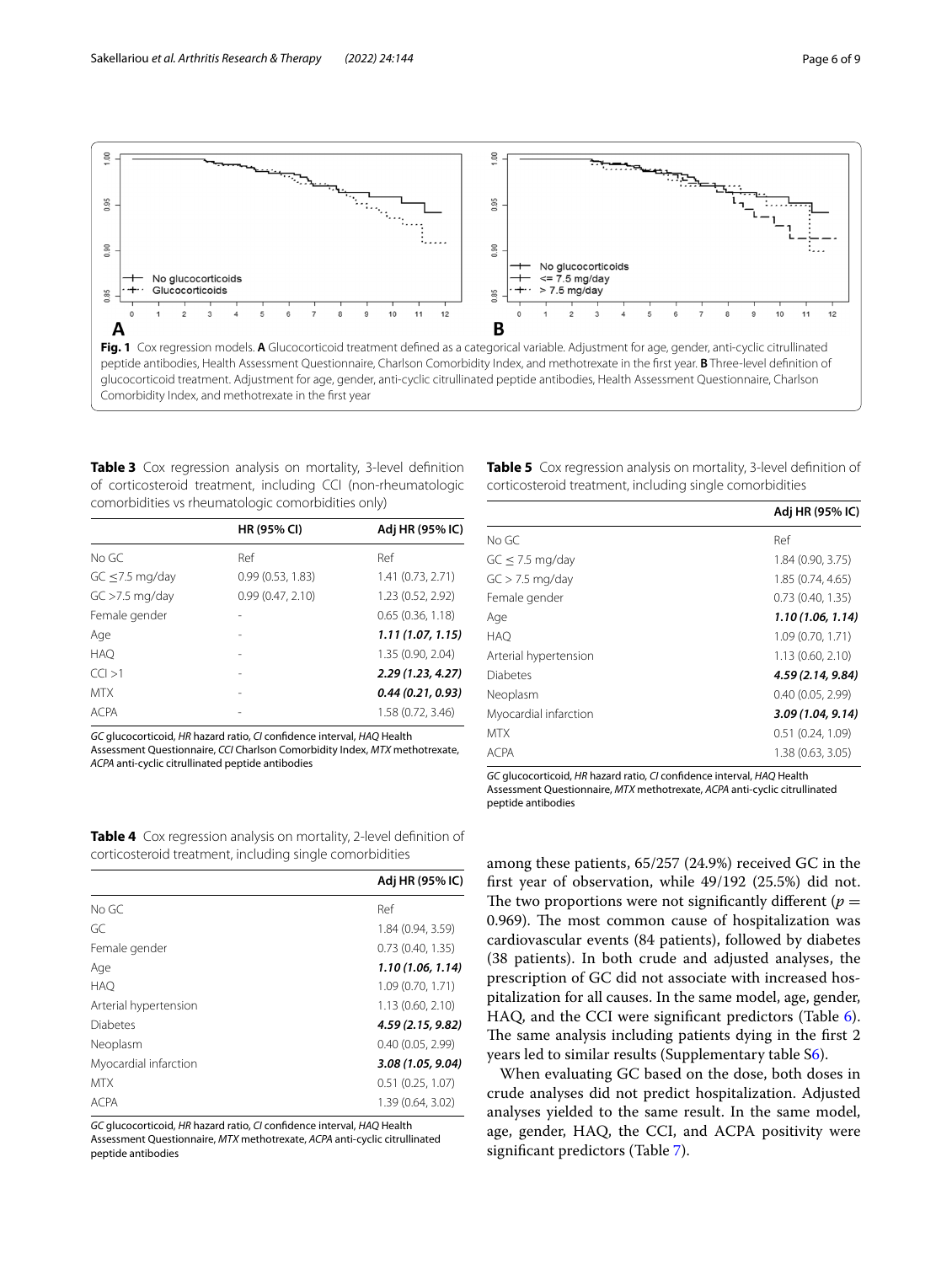0.85 0.90 0.95 1.00

0 1 2 3 4 5 6 7 8 9 10 11 12

No glucocorticoids

Glucocorticoids

**A**

0.85 0.90 0.95 1.00

0 1 2 3 4 5 6 7 8 9 10 11 12

No glucocorticoids

<= 7.5 mg/day

> 7.5 mg/day

**B**

**Fig. 1** Cox regression models. **A** Glucocorticoid treatment defined as a categorical variable. Adjustment for age, gender, anti-cyclic citrullinated peptide antibodies, Health Assessment Questionnaire, Charlson Comorbidity Index, and methotrexate in the first year. **B** Three-level definition of glucocorticoid treatment. Adjustment for age, gender, anti-cyclic citrullinated peptide antibodies, Health Assessment Questionnaire, Charlson Comorbidity Index, and methotrexate in the first year

**Table 3** Cox regression analysis on mortality, 3-level definition of corticosteroid treatment, including CCI (non-rheumatologic comorbidities vs rheumatologic comorbidities only)

| | HR (95% CI) | Adj HR (95% IC) |
|---|---|---|
| No GC | Ref | Ref |
| GC ≤7.5 mg/day | 0.99 (0.53, 1.83) | 1.41 (0.73, 2.71) |
| GC >7.5 mg/day | 0.99 (0.47, 2.10) | 1.23 (0.52, 2.92) |
| Female gender | - | 0.65 (0.36, 1.18) |
| Age | - | ***1.11 (1.07, 1.15)*** |
| HAQ | - | 1.35 (0.90, 2.04) |
| CCI >1 | - | ***2.29 (1.23, 4.27)*** |
| MTX | - | ***0.44 (0.21, 0.93)*** |
| ACPA | - | 1.58 (0.72, 3.46) |

*GC* glucocorticoid, *HR* hazard ratio, *CI* confidence interval, *HAQ* Health Assessment Questionnaire, *CCI* Charlson Comorbidity Index, *MTX* methotrexate, *ACPA* anti-cyclic citrullinated peptide antibodies

**Table 4** Cox regression analysis on mortality, 2-level definition of corticosteroid treatment, including single comorbidities

| | Adj HR (95% IC) |
|---|---|
| No GC | Ref |
| GC | 1.84 (0.94, 3.59) |
| Female gender | 0.73 (0.40, 1.35) |
| Age | ***1.10 (1.06, 1.14)*** |
| HAQ | 1.09 (0.70, 1.71) |
| Arterial hypertension | 1.13 (0.60, 2.10) |
| Diabetes | ***4.59 (2.15, 9.82)*** |
| Neoplasm | 0.40 (0.05, 2.99) |
| Myocardial infarction | ***3.08 (1.05, 9.04)*** |
| MTX | 0.51 (0.25, 1.07) |
| ACPA | 1.39 (0.64, 3.02) |

*GC* glucocorticoid, *HR* hazard ratio, *CI* confidence interval, *HAQ* Health Assessment Questionnaire, *MTX* methotrexate, *ACPA* anti-cyclic citrullinated peptide antibodies

**Table 5** Cox regression analysis on mortality, 3-level definition of corticosteroid treatment, including single comorbidities

| | Adj HR (95% IC) |
|---|---|
| No GC | Ref |
| GC ≤ 7.5 mg/day | 1.84 (0.90, 3.75) |
| GC > 7.5 mg/day | 1.85 (0.74, 4.65) |
| Female gender | 0.73 (0.40, 1.35) |
| Age | ***1.10 (1.06, 1.14)*** |
| HAQ | 1.09 (0.70, 1.71) |
| Arterial hypertension | 1.13 (0.60, 2.10) |
| Diabetes | ***4.59 (2.14, 9.84)*** |
| Neoplasm | 0.40 (0.05, 2.99) |
| Myocardial infarction | ***3.09 (1.04, 9.14)*** |
| MTX | 0.51 (0.24, 1.09) |
| ACPA | 1.38 (0.63, 3.05) |

*GC* glucocorticoid, *HR* hazard ratio, *CI* confidence interval, *HAQ* Health Assessment Questionnaire, *MTX* methotrexate, *ACPA* anti-cyclic citrullinated peptide antibodies

among these patients, 65/257 (24.9%) received GC in the first year of observation, while 49/192 (25.5%) did not. The two proportions were not significantly different ($p$ = 0.969). The most common cause of hospitalization was cardiovascular events (84 patients), followed by diabetes (38 patients). In both crude and adjusted analyses, the prescription of GC did not associate with increased hospitalization for all causes. In the same model, age, gender, HAQ, and the CCI were significant predictors (Table 6). The same analysis including patients dying in the first 2 years led to similar results (Supplementary table S6).

When evaluating GC based on the dose, both doses in crude analyses did not predict hospitalization. Adjusted analyses yielded to the same result. In the same model, age, gender, HAQ, the CCI, and ACPA positivity were significant predictors (Table 7).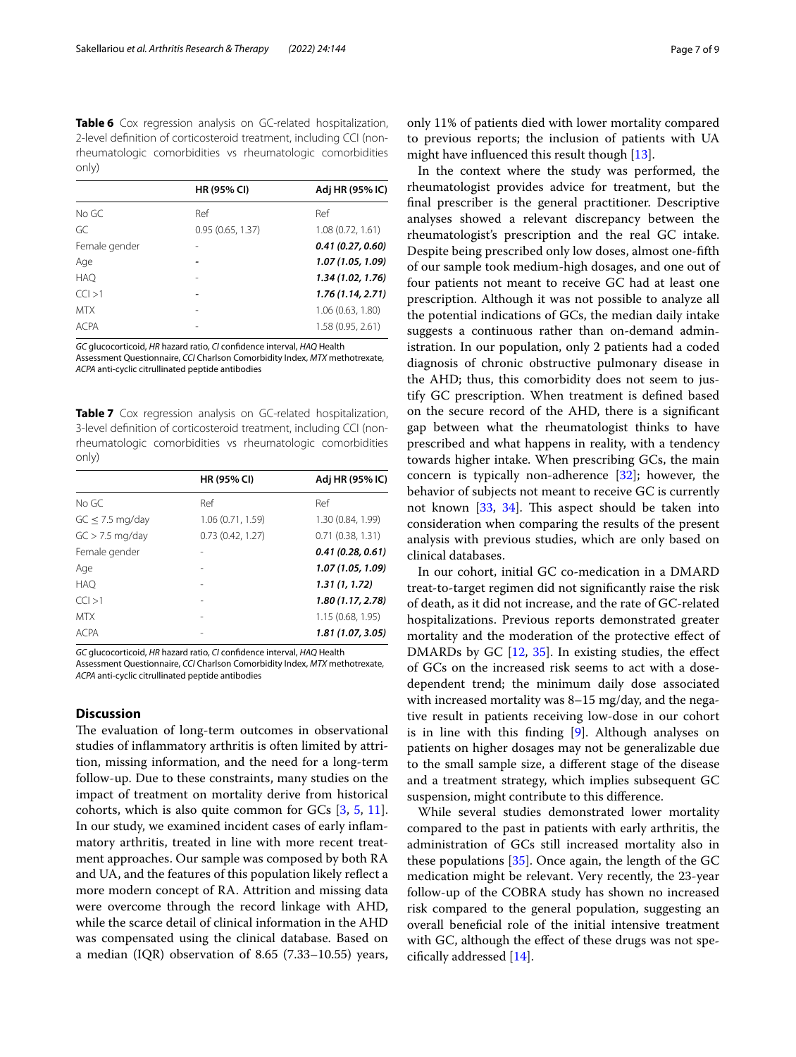**Table 6** Cox regression analysis on GC-related hospitalization, 2-level definition of corticosteroid treatment, including CCI (non-rheumatologic comorbidities vs rheumatologic comorbidities only)

| | HR (95% CI) | Adj HR (95% IC) |
|---|---|---|
| No GC | Ref | Ref |
| GC | 0.95 (0.65, 1.37) | 1.08 (0.72, 1.61) |
| Female gender | - | ***0.41 (0.27, 0.60)*** |
| Age | - | ***1.07 (1.05, 1.09)*** |
| HAQ | - | ***1.34 (1.02, 1.76)*** |
| CCI >1 | - | ***1.76 (1.14, 2.71)*** |
| MTX | - | 1.06 (0.63, 1.80) |
| ACPA | - | 1.58 (0.95, 2.61) |

*GC* glucocorticoid, *HR* hazard ratio, *CI* confidence interval, *HAQ* Health Assessment Questionnaire, *CCI* Charlson Comorbidity Index, *MTX* methotrexate, *ACPA* anti-cyclic citrullinated peptide antibodies

**Table 7** Cox regression analysis on GC-related hospitalization, 3-level definition of corticosteroid treatment, including CCI (non-rheumatologic comorbidities vs rheumatologic comorbidities only)

| | HR (95% CI) | Adj HR (95% IC) |
|---|---|---|
| No GC | Ref | Ref |
| GC ≤ 7.5 mg/day | 1.06 (0.71, 1.59) | 1.30 (0.84, 1.99) |
| GC > 7.5 mg/day | 0.73 (0.42, 1.27) | 0.71 (0.38, 1.31) |
| Female gender | - | ***0.41 (0.28, 0.61)*** |
| Age | - | ***1.07 (1.05, 1.09)*** |
| HAQ | - | ***1.31 (1, 1.72)*** |
| CCI >1 | - | ***1.80 (1.17, 2.78)*** |
| MTX | - | 1.15 (0.68, 1.95) |
| ACPA | - | ***1.81 (1.07, 3.05)*** |

*GC* glucocorticoid, *HR* hazard ratio, *CI* confidence interval, *HAQ* Health Assessment Questionnaire, *CCI* Charlson Comorbidity Index, *MTX* methotrexate, *ACPA* anti-cyclic citrullinated peptide antibodies

## Discussion

The evaluation of long-term outcomes in observational studies of inflammatory arthritis is often limited by attrition, missing information, and the need for a long-term follow-up. Due to these constraints, many studies on the impact of treatment on mortality derive from historical cohorts, which is also quite common for GCs [3, 5, 11]. In our study, we examined incident cases of early inflammatory arthritis, treated in line with more recent treatment approaches. Our sample was composed by both RA and UA, and the features of this population likely reflect a more modern concept of RA. Attrition and missing data were overcome through the record linkage with AHD, while the scarce detail of clinical information in the AHD was compensated using the clinical database. Based on a median (IQR) observation of 8.65 (7.33–10.55) years, only 11% of patients died with lower mortality compared to previous reports; the inclusion of patients with UA might have influenced this result though [13].

In the context where the study was performed, the rheumatologist provides advice for treatment, but the final prescriber is the general practitioner. Descriptive analyses showed a relevant discrepancy between the rheumatologist's prescription and the real GC intake. Despite being prescribed only low doses, almost one-fifth of our sample took medium-high dosages, and one out of four patients not meant to receive GC had at least one prescription. Although it was not possible to analyze all the potential indications of GCs, the median daily intake suggests a continuous rather than on-demand administration. In our population, only 2 patients had a coded diagnosis of chronic obstructive pulmonary disease in the AHD; thus, this comorbidity does not seem to justify GC prescription. When treatment is defined based on the secure record of the AHD, there is a significant gap between what the rheumatologist thinks to have prescribed and what happens in reality, with a tendency towards higher intake. When prescribing GCs, the main concern is typically non-adherence [32]; however, the behavior of subjects not meant to receive GC is currently not known [33, 34]. This aspect should be taken into consideration when comparing the results of the present analysis with previous studies, which are only based on clinical databases.

In our cohort, initial GC co-medication in a DMARD treat-to-target regimen did not significantly raise the risk of death, as it did not increase, and the rate of GC-related hospitalizations. Previous reports demonstrated greater mortality and the moderation of the protective effect of DMARDs by GC [12, 35]. In existing studies, the effect of GCs on the increased risk seems to act with a dose-dependent trend; the minimum daily dose associated with increased mortality was 8–15 mg/day, and the negative result in patients receiving low-dose in our cohort is in line with this finding [9]. Although analyses on patients on higher dosages may not be generalizable due to the small sample size, a different stage of the disease and a treatment strategy, which implies subsequent GC suspension, might contribute to this difference.

While several studies demonstrated lower mortality compared to the past in patients with early arthritis, the administration of GCs still increased mortality also in these populations [35]. Once again, the length of the GC medication might be relevant. Very recently, the 23-year follow-up of the COBRA study has shown no increased risk compared to the general population, suggesting an overall beneficial role of the initial intensive treatment with GC, although the effect of these drugs was not specifically addressed [14].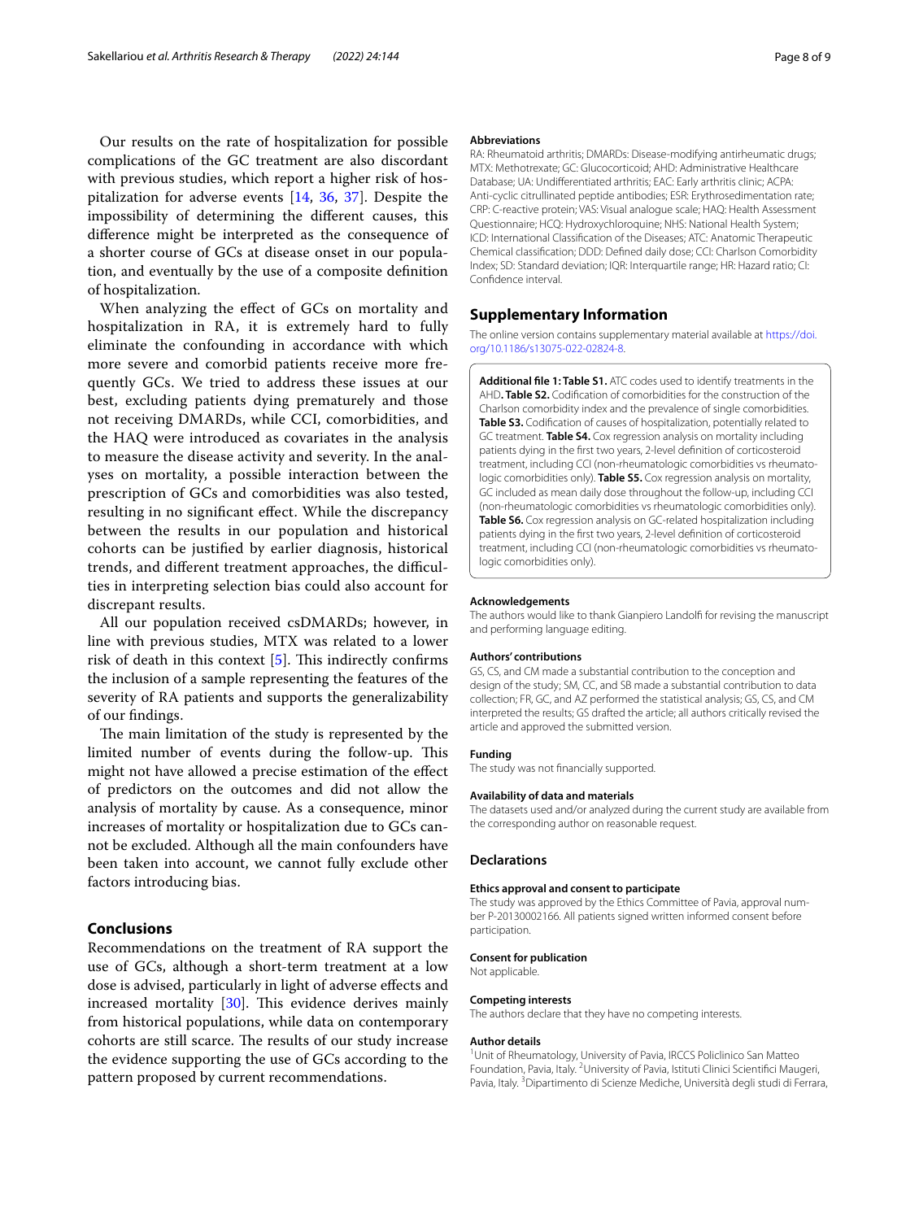Our results on the rate of hospitalization for possible complications of the GC treatment are also discordant with previous studies, which report a higher risk of hospitalization for adverse events [14, 36, 37]. Despite the impossibility of determining the different causes, this difference might be interpreted as the consequence of a shorter course of GCs at disease onset in our population, and eventually by the use of a composite definition of hospitalization.

When analyzing the effect of GCs on mortality and hospitalization in RA, it is extremely hard to fully eliminate the confounding in accordance with which more severe and comorbid patients receive more frequently GCs. We tried to address these issues at our best, excluding patients dying prematurely and those not receiving DMARDs, while CCI, comorbidities, and the HAQ were introduced as covariates in the analysis to measure the disease activity and severity. In the analyses on mortality, a possible interaction between the prescription of GCs and comorbidities was also tested, resulting in no significant effect. While the discrepancy between the results in our population and historical cohorts can be justified by earlier diagnosis, historical trends, and different treatment approaches, the difficulties in interpreting selection bias could also account for discrepant results.

All our population received csDMARDs; however, in line with previous studies, MTX was related to a lower risk of death in this context [5]. This indirectly confirms the inclusion of a sample representing the features of the severity of RA patients and supports the generalizability of our findings.

The main limitation of the study is represented by the limited number of events during the follow-up. This might not have allowed a precise estimation of the effect of predictors on the outcomes and did not allow the analysis of mortality by cause. As a consequence, minor increases of mortality or hospitalization due to GCs cannot be excluded. Although all the main confounders have been taken into account, we cannot fully exclude other factors introducing bias.

## Conclusions

Recommendations on the treatment of RA support the use of GCs, although a short-term treatment at a low dose is advised, particularly in light of adverse effects and increased mortality [30]. This evidence derives mainly from historical populations, while data on contemporary cohorts are still scarce. The results of our study increase the evidence supporting the use of GCs according to the pattern proposed by current recommendations.

#### Abbreviations

RA: Rheumatoid arthritis; DMARDs: Disease-modifying antirheumatic drugs; MTX: Methotrexate; GC: Glucocorticoid; AHD: Administrative Healthcare Database; UA: Undifferentiated arthritis; EAC: Early arthritis clinic; ACPA: Anti-cyclic citrullinated peptide antibodies; ESR: Erythrosedimentation rate; CRP: C-reactive protein; VAS: Visual analogue scale; HAQ: Health Assessment Questionnaire; HCQ: Hydroxychloroquine; NHS: National Health System; ICD: International Classification of the Diseases; ATC: Anatomic Therapeutic Chemical classification; DDD: Defined daily dose; CCI: Charlson Comorbidity Index; SD: Standard deviation; IQR: Interquartile range; HR: Hazard ratio; CI: Confidence interval.

## Supplementary Information

The online version contains supplementary material available at https://doi.org/10.1186/s13075-022-02824-8.

**Additional file 1: Table S1.** ATC codes used to identify treatments in the AHD. **Table S2.** Codification of comorbidities for the construction of the Charlson comorbidity index and the prevalence of single comorbidities. **Table S3.** Codification of causes of hospitalization, potentially related to GC treatment. **Table S4.** Cox regression analysis on mortality including patients dying in the first two years, 2-level definition of corticosteroid treatment, including CCI (non-rheumatologic comorbidities vs rheumatologic comorbidities only). **Table S5.** Cox regression analysis on mortality, GC included as mean daily dose throughout the follow-up, including CCI (non-rheumatologic comorbidities vs rheumatologic comorbidities only). **Table S6.** Cox regression analysis on GC-related hospitalization including patients dying in the first two years, 2-level definition of corticosteroid treatment, including CCI (non-rheumatologic comorbidities vs rheumatologic comorbidities only).

#### Acknowledgements

The authors would like to thank Gianpiero Landolfi for revising the manuscript and performing language editing.

#### Authors' contributions

GS, CS, and CM made a substantial contribution to the conception and design of the study; SM, CC, and SB made a substantial contribution to data collection; FR, GC, and AZ performed the statistical analysis; GS, CS, and CM interpreted the results; GS drafted the article; all authors critically revised the article and approved the submitted version.

#### Funding

The study was not financially supported.

#### Availability of data and materials

The datasets used and/or analyzed during the current study are available from the corresponding author on reasonable request.

### Declarations

#### Ethics approval and consent to participate

The study was approved by the Ethics Committee of Pavia, approval number P-20130002166. All patients signed written informed consent before participation.

#### Consent for publication

Not applicable.

#### Competing interests

The authors declare that they have no competing interests.

#### Author details

[1]Unit of Rheumatology, University of Pavia, IRCCS Policlinico San Matteo Foundation, Pavia, Italy. [2]University of Pavia, Istituti Clinici Scientifici Maugeri, Pavia, Italy. [3]Dipartimento di Scienze Mediche, Università degli studi di Ferrara,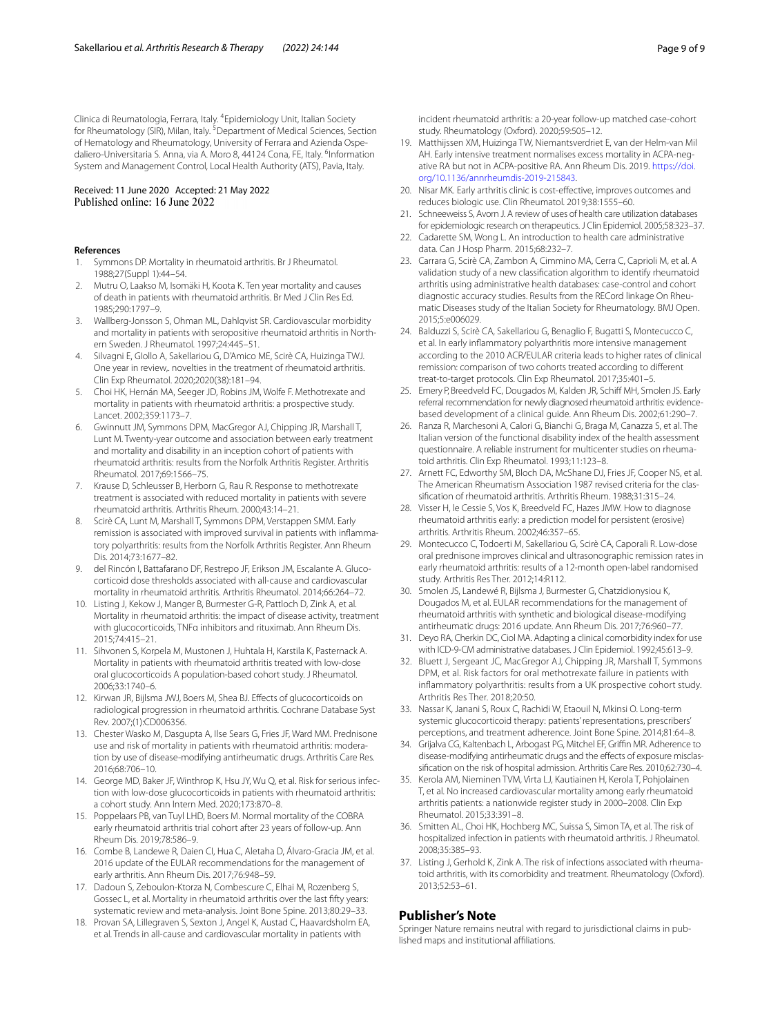Clinica di Reumatologia, Ferrara, Italy. [4]Epidemiology Unit, Italian Society for Rheumatology (SIR), Milan, Italy. [5]Department of Medical Sciences, Section of Hematology and Rheumatology, University of Ferrara and Azienda Ospedaliero-Universitaria S. Anna, via A. Moro 8, 44124 Cona, FE, Italy. [6]Information System and Management Control, Local Health Authority (ATS), Pavia, Italy.

Received: 11 June 2020 Accepted: 21 May 2022
Published online: 16 June 2022

**References**

1. Symmons DP. Mortality in rheumatoid arthritis. Br J Rheumatol. 1988;27(Suppl 1):44–54.
2. Mutru O, Laakso M, Isomäki H, Koota K. Ten year mortality and causes of death in patients with rheumatoid arthritis. Br Med J Clin Res Ed. 1985;290:1797–9.
3. Wallberg-Jonsson S, Ohman ML, Dahlqvist SR. Cardiovascular morbidity and mortality in patients with seropositive rheumatoid arthritis in Northern Sweden. J Rheumatol. 1997;24:445–51.
4. Silvagni E, Glollo A, Sakellariou G, D'Amico ME, Scirè CA, Huizinga TWJ. One year in review,. novelties in the treatment of rheumatoid arthritis. Clin Exp Rheumatol. 2020;2020(38):181–94.
5. Choi HK, Hernán MA, Seeger JD, Robins JM, Wolfe F. Methotrexate and mortality in patients with rheumatoid arthritis: a prospective study. Lancet. 2002;359:1173–7.
6. Gwinnutt JM, Symmons DPM, MacGregor AJ, Chipping JR, Marshall T, Lunt M. Twenty-year outcome and association between early treatment and mortality and disability in an inception cohort of patients with rheumatoid arthritis: results from the Norfolk Arthritis Register. Arthritis Rheumatol. 2017;69:1566–75.
7. Krause D, Schleusser B, Herborn G, Rau R. Response to methotrexate treatment is associated with reduced mortality in patients with severe rheumatoid arthritis. Arthritis Rheum. 2000;43:14–21.
8. Scirè CA, Lunt M, Marshall T, Symmons DPM, Verstappen SMM. Early remission is associated with improved survival in patients with inflammatory polyarthritis: results from the Norfolk Arthritis Register. Ann Rheum Dis. 2014;73:1677–82.
9. del Rincón I, Battafarano DF, Restrepo JF, Erikson JM, Escalante A. Glucocorticoid dose thresholds associated with all-cause and cardiovascular mortality in rheumatoid arthritis. Arthritis Rheumatol. 2014;66:264–72.
10. Listing J, Kekow J, Manger B, Burmester G-R, Pattloch D, Zink A, et al. Mortality in rheumatoid arthritis: the impact of disease activity, treatment with glucocorticoids, TNFα inhibitors and rituximab. Ann Rheum Dis. 2015;74:415–21.
11. Sihvonen S, Korpela M, Mustonen J, Huhtala H, Karstila K, Pasternack A. Mortality in patients with rheumatoid arthritis treated with low-dose oral glucocorticoids A population-based cohort study. J Rheumatol. 2006;33:1740–6.
12. Kirwan JR, Bijlsma JWJ, Boers M, Shea BJ. Effects of glucocorticoids on radiological progression in rheumatoid arthritis. Cochrane Database Syst Rev. 2007;(1):CD006356.
13. Chester Wasko M, Dasgupta A, Ilse Sears G, Fries JF, Ward MM. Prednisone use and risk of mortality in patients with rheumatoid arthritis: moderation by use of disease-modifying antirheumatic drugs. Arthritis Care Res. 2016;68:706–10.
14. George MD, Baker JF, Winthrop K, Hsu JY, Wu Q, et al. Risk for serious infection with low-dose glucocorticoids in patients with rheumatoid arthritis: a cohort study. Ann Intern Med. 2020;173:870–8.
15. Poppelaars PB, van Tuyl LHD, Boers M. Normal mortality of the COBRA early rheumatoid arthritis trial cohort after 23 years of follow-up. Ann Rheum Dis. 2019;78:586–9.
16. Combe B, Landewe R, Daien CI, Hua C, Aletaha D, Álvaro-Gracia JM, et al. 2016 update of the EULAR recommendations for the management of early arthritis. Ann Rheum Dis. 2017;76:948–59.
17. Dadoun S, Zeboulon-Ktorza N, Combescure C, Elhai M, Rozenberg S, Gossec L, et al. Mortality in rheumatoid arthritis over the last fifty years: systematic review and meta-analysis. Joint Bone Spine. 2013;80:29–33.
18. Provan SA, Lillegraven S, Sexton J, Angel K, Austad C, Haavardsholm EA, et al. Trends in all-cause and cardiovascular mortality in patients with incident rheumatoid arthritis: a 20-year follow-up matched case-cohort study. Rheumatology (Oxford). 2020;59:505–12.
19. Matthijssen XM, Huizinga TW, Niemantsverdriet E, van der Helm-van Mil AH. Early intensive treatment normalises excess mortality in ACPA-negative RA but not in ACPA-positive RA. Ann Rheum Dis. 2019. https://doi.org/10.1136/annrheumdis-2019-215843.
20. Nisar MK. Early arthritis clinic is cost-effective, improves outcomes and reduces biologic use. Clin Rheumatol. 2019;38:1555–60.
21. Schneeweiss S, Avorn J. A review of uses of health care utilization databases for epidemiologic research on therapeutics. J Clin Epidemiol. 2005;58:323–37.
22. Cadarette SM, Wong L. An introduction to health care administrative data. Can J Hosp Pharm. 2015;68:232–7.
23. Carrara G, Scirè CA, Zambon A, Cimmino MA, Cerra C, Caprioli M, et al. A validation study of a new classification algorithm to identify rheumatoid arthritis using administrative health databases: case-control and cohort diagnostic accuracy studies. Results from the RECord linkage On Rheumatic Diseases study of the Italian Society for Rheumatology. BMJ Open. 2015;5:e006029.
24. Balduzzi S, Scirè CA, Sakellariou G, Benaglio F, Bugatti S, Montecucco C, et al. In early inflammatory polyarthritis more intensive management according to the 2010 ACR/EULAR criteria leads to higher rates of clinical remission: comparison of two cohorts treated according to different treat-to-target protocols. Clin Exp Rheumatol. 2017;35:401–5.
25. Emery P, Breedveld FC, Dougados M, Kalden JR, Schiff MH, Smolen JS. Early referral recommendation for newly diagnosed rheumatoid arthritis: evidence-based development of a clinical guide. Ann Rheum Dis. 2002;61:290–7.
26. Ranza R, Marchesoni A, Calori G, Bianchi G, Braga M, Canazza S, et al. The Italian version of the functional disability index of the health assessment questionnaire. A reliable instrument for multicenter studies on rheumatoid arthritis. Clin Exp Rheumatol. 1993;11:123–8.
27. Arnett FC, Edworthy SM, Bloch DA, McShane DJ, Fries JF, Cooper NS, et al. The American Rheumatism Association 1987 revised criteria for the classification of rheumatoid arthritis. Arthritis Rheum. 1988;31:315–24.
28. Visser H, le Cessie S, Vos K, Breedveld FC, Hazes JMW. How to diagnose rheumatoid arthritis early: a prediction model for persistent (erosive) arthritis. Arthritis Rheum. 2002;46:357–65.
29. Montecucco C, Todoerti M, Sakellariou G, Scirè CA, Caporali R. Low-dose oral prednisone improves clinical and ultrasonographic remission rates in early rheumatoid arthritis: results of a 12-month open-label randomised study. Arthritis Res Ther. 2012;14:R112.
30. Smolen JS, Landewé R, Bijlsma J, Burmester G, Chatzidionysiou K, Dougados M, et al. EULAR recommendations for the management of rheumatoid arthritis with synthetic and biological disease-modifying antirheumatic drugs: 2016 update. Ann Rheum Dis. 2017;76:960–77.
31. Deyo RA, Cherkin DC, Ciol MA. Adapting a clinical comorbidity index for use with ICD-9-CM administrative databases. J Clin Epidemiol. 1992;45:613–9.
32. Bluett J, Sergeant JC, MacGregor AJ, Chipping JR, Marshall T, Symmons DPM, et al. Risk factors for oral methotrexate failure in patients with inflammatory polyarthritis: results from a UK prospective cohort study. Arthritis Res Ther. 2018;20:50.
33. Nassar K, Janani S, Roux C, Rachidi W, Etaouil N, Mkinsi O. Long-term systemic glucocorticoid therapy: patients' representations, prescribers' perceptions, and treatment adherence. Joint Bone Spine. 2014;81:64–8.
34. Grijalva CG, Kaltenbach L, Arbogast PG, Mitchel EF, Griffin MR. Adherence to disease-modifying antirheumatic drugs and the effects of exposure misclassification on the risk of hospital admission. Arthritis Care Res. 2010;62:730–4.
35. Kerola AM, Nieminen TVM, Virta LJ, Kautiainen H, Kerola T, Pohjolainen T, et al. No increased cardiovascular mortality among early rheumatoid arthritis patients: a nationwide register study in 2000–2008. Clin Exp Rheumatol. 2015;33:391–8.
36. Smitten AL, Choi HK, Hochberg MC, Suissa S, Simon TA, et al. The risk of hospitalized infection in patients with rheumatoid arthritis. J Rheumatol. 2008;35:385–93.
37. Listing J, Gerhold K, Zink A. The risk of infections associated with rheumatoid arthritis, with its comorbidity and treatment. Rheumatology (Oxford). 2013;52:53–61.

## Publisher's Note

Springer Nature remains neutral with regard to jurisdictional claims in published maps and institutional affiliations.